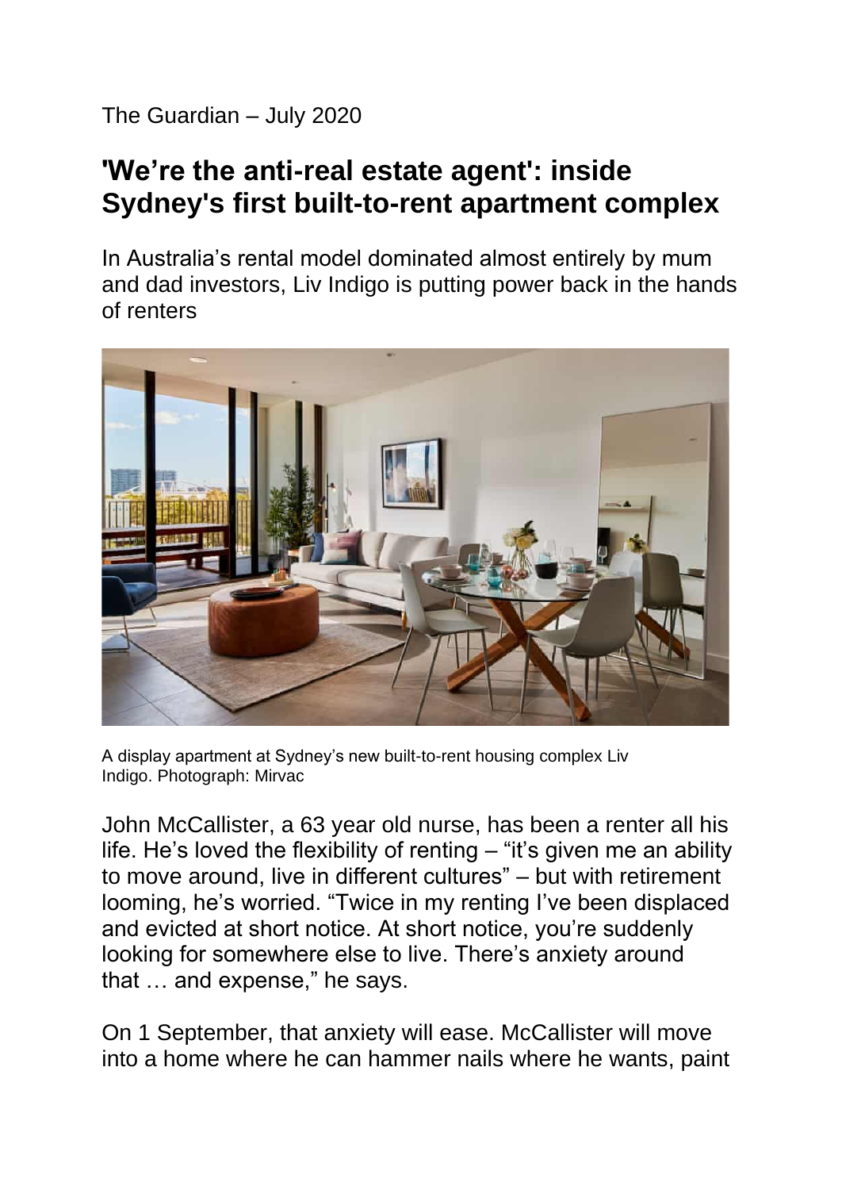The Guardian – July 2020

# 'We're the anti-real estate agent': inside Sydney's first built-to-rent apartment complex

In Australia's rental model dominated almost entirely by mum and dad investors, Liv Indigo is putting power back in the hands of renters

A display apartment at Sydney's new built-to-rent housing complex Liv Indigo. Photograph: Mirvac

John McCallister, a 63 year old nurse, has been a renter all his life. He's loved the flexibility of renting – "it's given me an ability to move around, live in different cultures" – but with retirement looming, he's worried. "Twice in my renting I've been displaced and evicted at short notice. At short notice, you're suddenly looking for somewhere else to live. There's anxiety around that … and expense," he says.

On 1 September, that anxiety will ease. McCallister will move into a home where he can hammer nails where he wants, paint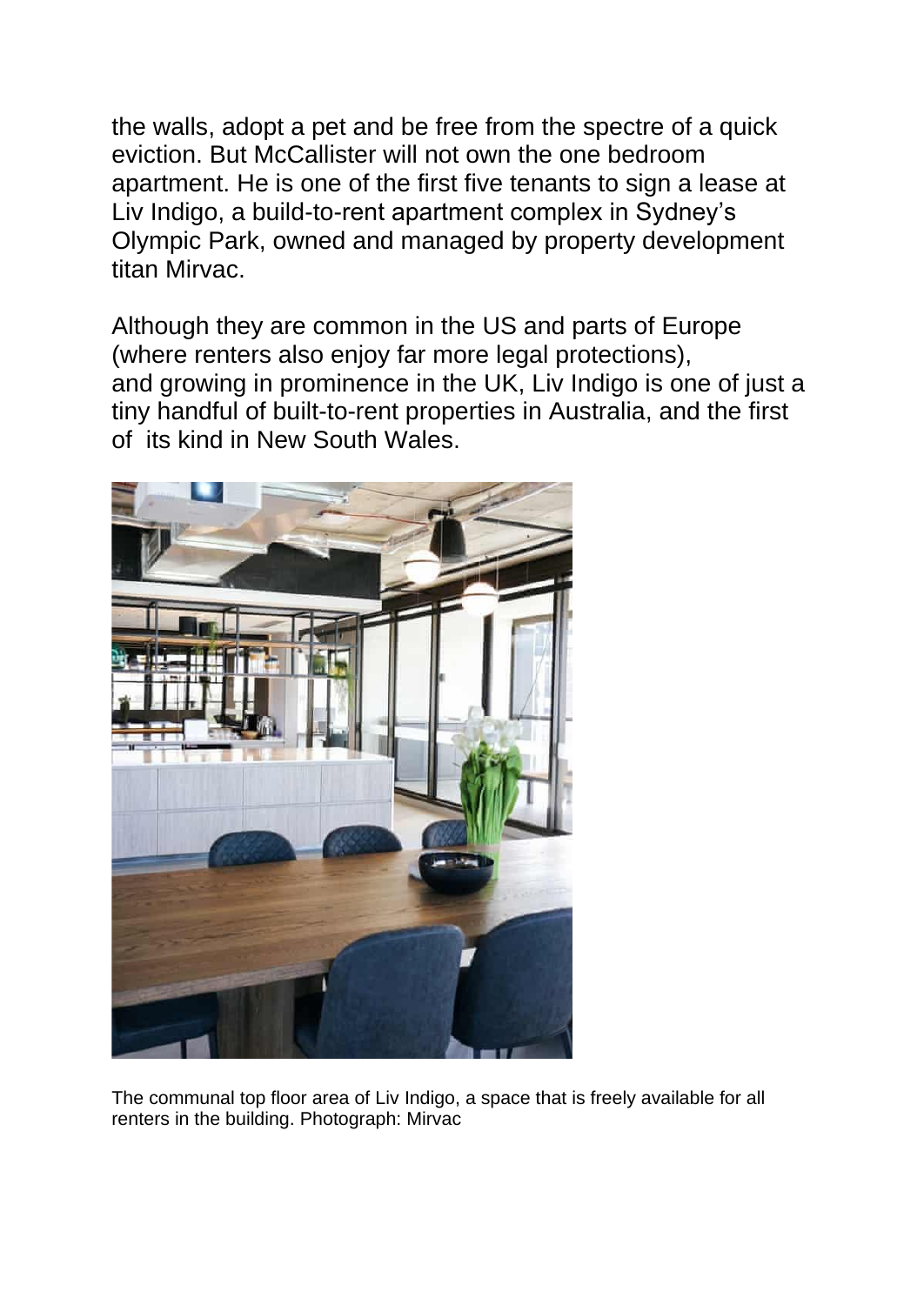the walls, adopt a pet and be free from the spectre of a quick eviction. But McCallister will not own the one bedroom apartment. He is one of the first five tenants to sign a lease at Liv Indigo, a build-to-rent apartment complex in Sydney's Olympic Park, owned and managed by property development titan Mirvac.

Although they are common in the US and parts of Europe (where renters also enjoy far more legal protections), and growing in prominence in the UK, Liv Indigo is one of just a tiny handful of built-to-rent properties in Australia, and the first of its kind in New South Wales.

The communal top floor area of Liv Indigo, a space that is freely available for all renters in the building. Photograph: Mirvac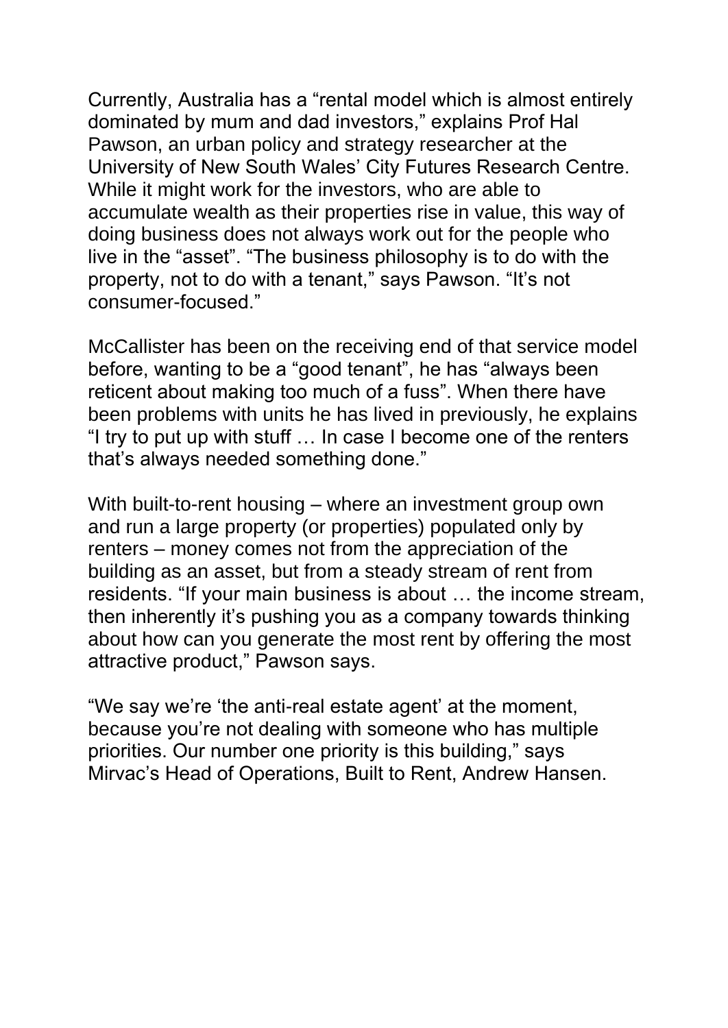Currently, Australia has a “rental model which is almost entirely dominated by mum and dad investors,” explains Prof Hal Pawson, an urban policy and strategy researcher at the University of New South Wales’ City Futures Research Centre. While it might work for the investors, who are able to accumulate wealth as their properties rise in value, this way of doing business does not always work out for the people who live in the “asset”. “The business philosophy is to do with the property, not to do with a tenant,” says Pawson. “It’s not consumer-focused.”

McCallister has been on the receiving end of that service model before, wanting to be a “good tenant”, he has “always been reticent about making too much of a fuss”. When there have been problems with units he has lived in previously, he explains “I try to put up with stuff … In case I become one of the renters that’s always needed something done.”

With built-to-rent housing – where an investment group own and run a large property (or properties) populated only by renters – money comes not from the appreciation of the building as an asset, but from a steady stream of rent from residents. “If your main business is about … the income stream, then inherently it’s pushing you as a company towards thinking about how can you generate the most rent by offering the most attractive product,” Pawson says.

“We say we’re ‘the anti-real estate agent’ at the moment, because you’re not dealing with someone who has multiple priorities. Our number one priority is this building,” says Mirvac’s Head of Operations, Built to Rent, Andrew Hansen.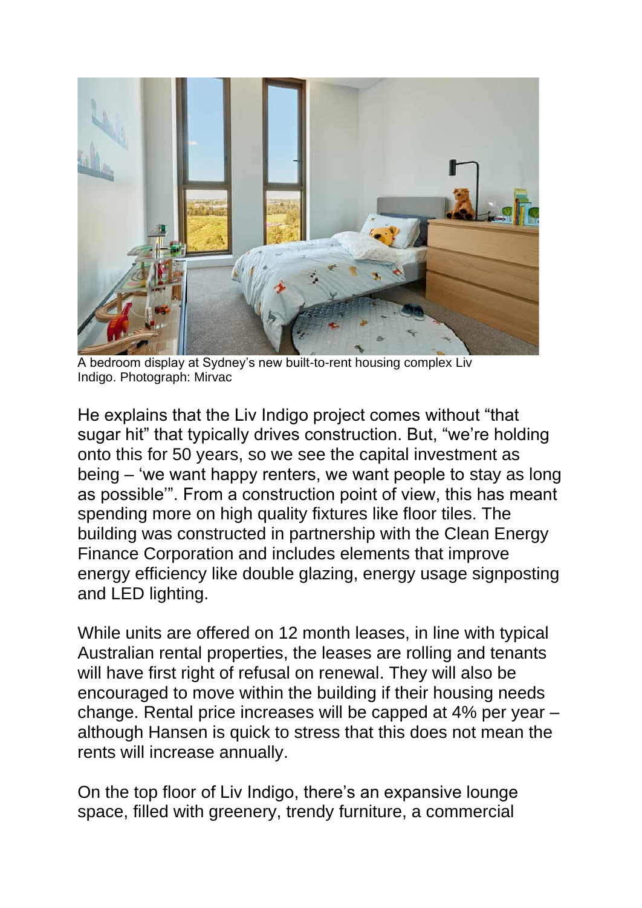A bedroom display at Sydney's new built-to-rent housing complex Liv Indigo. Photograph: Mirvac

He explains that the Liv Indigo project comes without "that sugar hit" that typically drives construction. But, "we're holding onto this for 50 years, so we see the capital investment as being – 'we want happy renters, we want people to stay as long as possible'". From a construction point of view, this has meant spending more on high quality fixtures like floor tiles. The building was constructed in partnership with the Clean Energy Finance Corporation and includes elements that improve energy efficiency like double glazing, energy usage signposting and LED lighting.

While units are offered on 12 month leases, in line with typical Australian rental properties, the leases are rolling and tenants will have first right of refusal on renewal. They will also be encouraged to move within the building if their housing needs change. Rental price increases will be capped at 4% per year – although Hansen is quick to stress that this does not mean the rents will increase annually.

On the top floor of Liv Indigo, there's an expansive lounge space, filled with greenery, trendy furniture, a commercial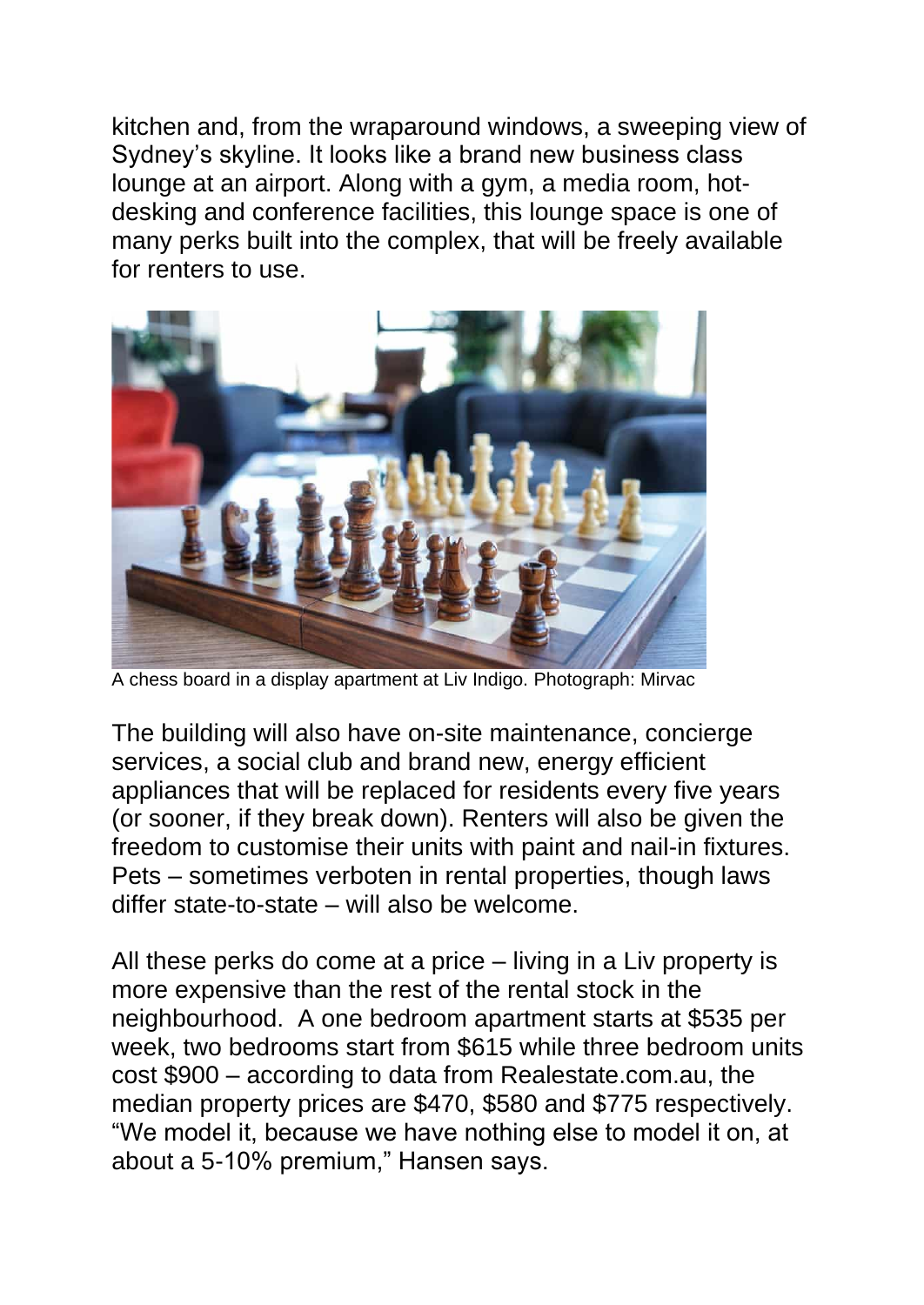kitchen and, from the wraparound windows, a sweeping view of Sydney's skyline. It looks like a brand new business class lounge at an airport. Along with a gym, a media room, hot-desking and conference facilities, this lounge space is one of many perks built into the complex, that will be freely available for renters to use.

A chess board in a display apartment at Liv Indigo. Photograph: Mirvac

The building will also have on-site maintenance, concierge services, a social club and brand new, energy efficient appliances that will be replaced for residents every five years (or sooner, if they break down). Renters will also be given the freedom to customise their units with paint and nail-in fixtures. Pets – sometimes verboten in rental properties, though laws differ state-to-state – will also be welcome.

All these perks do come at a price – living in a Liv property is more expensive than the rest of the rental stock in the neighbourhood. A one bedroom apartment starts at $535 per week, two bedrooms start from $615 while three bedroom units cost $900 – according to data from Realestate.com.au, the median property prices are $470, $580 and $775 respectively. "We model it, because we have nothing else to model it on, at about a 5-10% premium," Hansen says.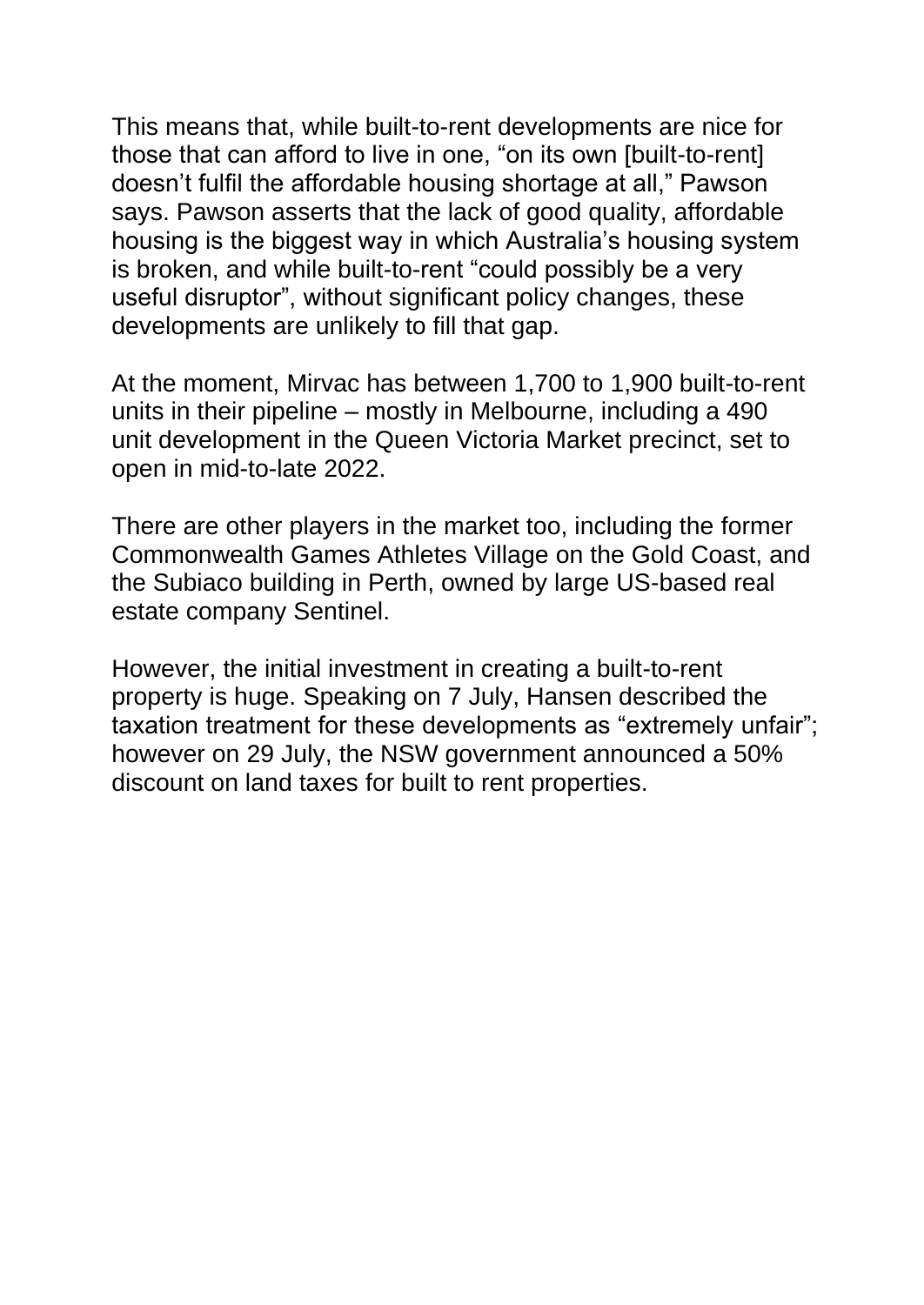This means that, while built-to-rent developments are nice for those that can afford to live in one, “on its own [built-to-rent] doesn’t fulfil the affordable housing shortage at all,” Pawson says. Pawson asserts that the lack of good quality, affordable housing is the biggest way in which Australia’s housing system is broken, and while built-to-rent “could possibly be a very useful disruptor”, without significant policy changes, these developments are unlikely to fill that gap.

At the moment, Mirvac has between 1,700 to 1,900 built-to-rent units in their pipeline – mostly in Melbourne, including a 490 unit development in the Queen Victoria Market precinct, set to open in mid-to-late 2022.

There are other players in the market too, including the former Commonwealth Games Athletes Village on the Gold Coast, and the Subiaco building in Perth, owned by large US-based real estate company Sentinel.

However, the initial investment in creating a built-to-rent property is huge. Speaking on 7 July, Hansen described the taxation treatment for these developments as “extremely unfair”; however on 29 July, the NSW government announced a 50% discount on land taxes for built to rent properties.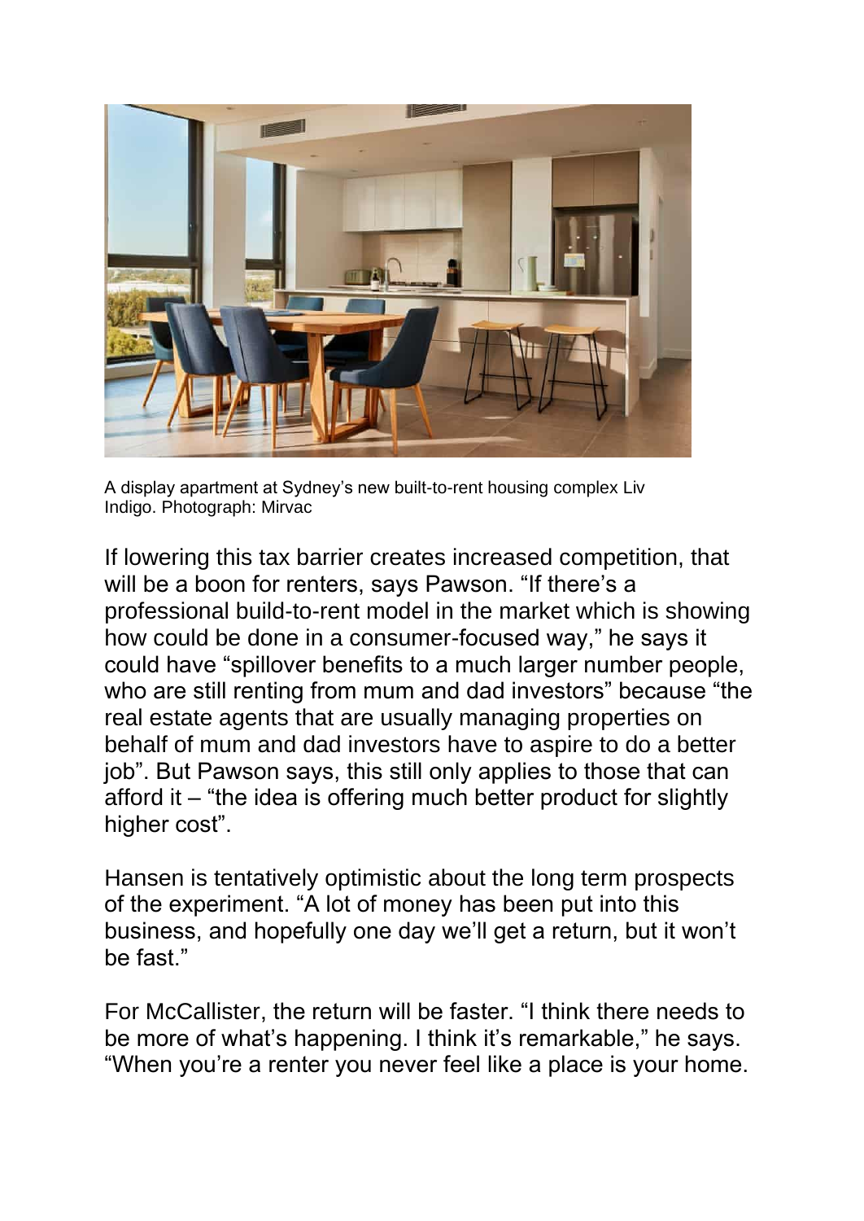A display apartment at Sydney's new built-to-rent housing complex Liv Indigo. Photograph: Mirvac

If lowering this tax barrier creates increased competition, that will be a boon for renters, says Pawson. "If there's a professional build-to-rent model in the market which is showing how could be done in a consumer-focused way," he says it could have "spillover benefits to a much larger number people, who are still renting from mum and dad investors" because "the real estate agents that are usually managing properties on behalf of mum and dad investors have to aspire to do a better job". But Pawson says, this still only applies to those that can afford it – "the idea is offering much better product for slightly higher cost".

Hansen is tentatively optimistic about the long term prospects of the experiment. "A lot of money has been put into this business, and hopefully one day we'll get a return, but it won't be fast."

For McCallister, the return will be faster. "I think there needs to be more of what's happening. I think it's remarkable," he says. "When you're a renter you never feel like a place is your home.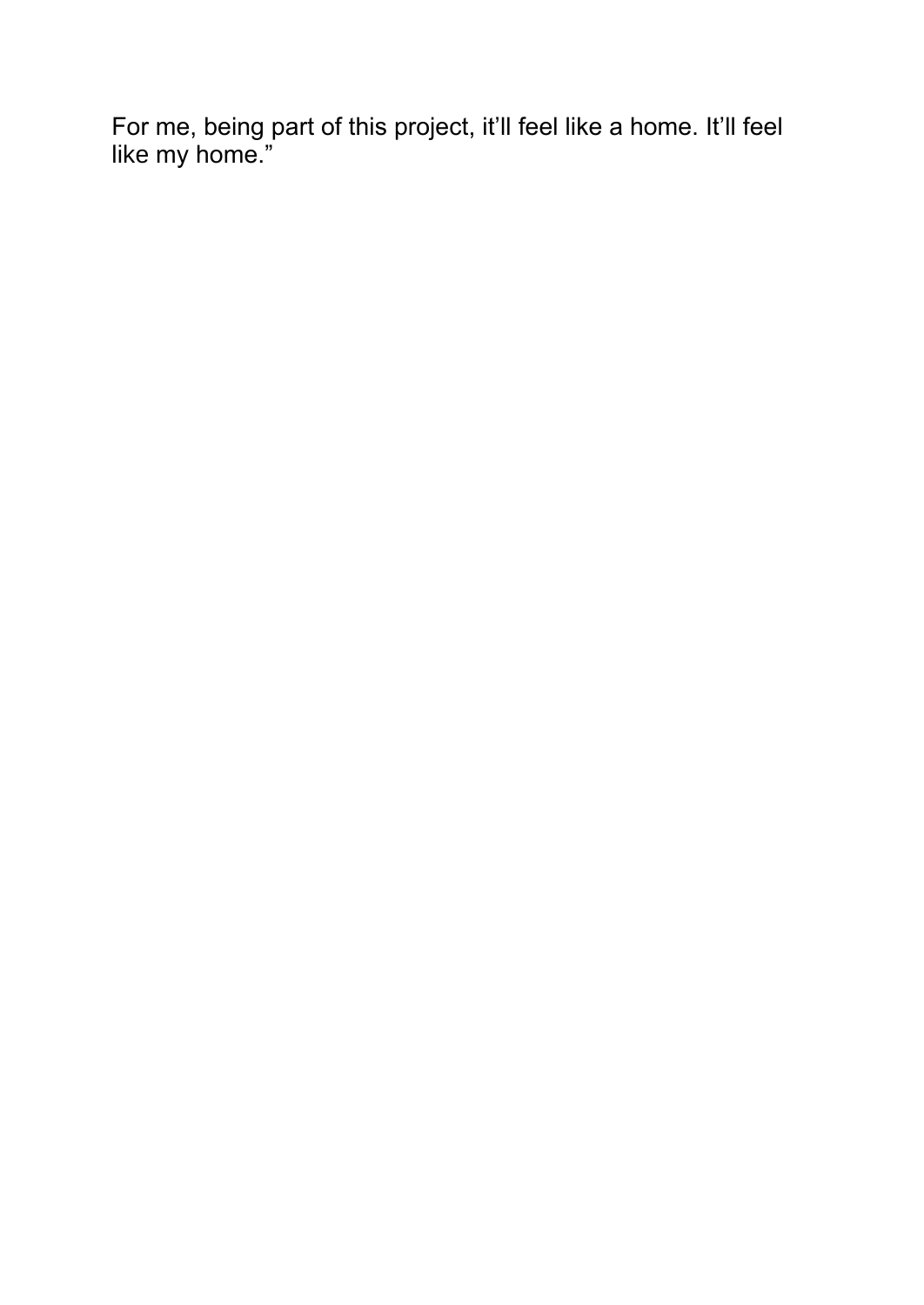For me, being part of this project, it’ll feel like a home. It’ll feel like my home.”